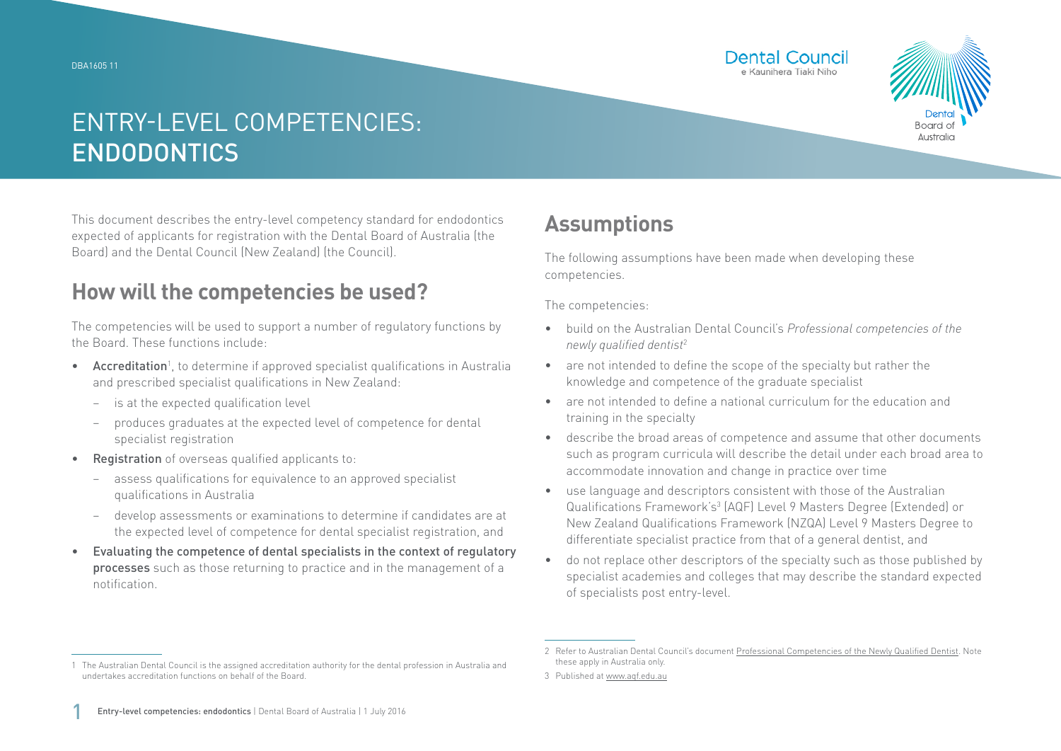# ENTRY-LEVEL COMPETENCIES: ENDODONTICS

This document describes the entry-level competency standard for endodontics expected of applicants for registration with the Dental Board of Australia (the Board) and the Dental Council (New Zealand) (the Council).

## How will the competencies be used?

The competencies will be used to support a number of regulatory functions by the Board. These functions include:

- **Accreditation**[1], to determine if approved specialist qualifications in Australia and prescribed specialist qualifications in New Zealand:
  - is at the expected qualification level
  - produces graduates at the expected level of competence for dental specialist registration
- **Registration** of overseas qualified applicants to:
  - assess qualifications for equivalence to an approved specialist qualifications in Australia
  - develop assessments or examinations to determine if candidates are at the expected level of competence for dental specialist registration, and
- **Evaluating the competence of dental specialists in the context of regulatory processes** such as those returning to practice and in the management of a notification.

## Assumptions

The following assumptions have been made when developing these competencies.

The competencies:

- build on the Australian Dental Council's *Professional competencies of the newly qualified dentist*[2]
- are not intended to define the scope of the specialty but rather the knowledge and competence of the graduate specialist
- are not intended to define a national curriculum for the education and training in the specialty
- describe the broad areas of competence and assume that other documents such as program curricula will describe the detail under each broad area to accommodate innovation and change in practice over time
- use language and descriptors consistent with those of the Australian Qualifications Framework's[3] (AQF) Level 9 Masters Degree (Extended) or New Zealand Qualifications Framework (NZQA) Level 9 Masters Degree to differentiate specialist practice from that of a general dentist, and
- do not replace other descriptors of the specialty such as those published by specialist academies and colleges that may describe the standard expected of specialists post entry-level.

---

1 The Australian Dental Council is the assigned accreditation authority for the dental profession in Australia and undertakes accreditation functions on behalf of the Board.

2 Refer to Australian Dental Council's document Professional Competencies of the Newly Qualified Dentist. Note these apply in Australia only.

3 Published at www.aqf.edu.au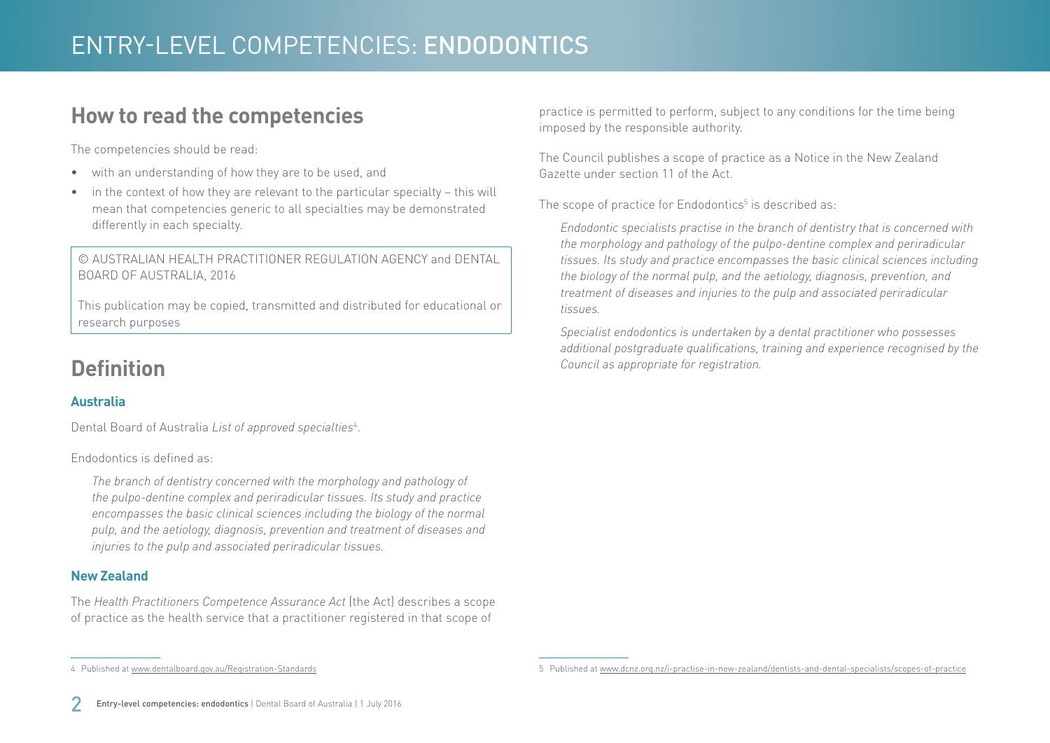## How to read the competencies

The competencies should be read:

- with an understanding of how they are to be used, and
- in the context of how they are relevant to the particular specialty – this will mean that competencies generic to all specialties may be demonstrated differently in each specialty.

© AUSTRALIAN HEALTH PRACTITIONER REGULATION AGENCY and DENTAL BOARD OF AUSTRALIA, 2016

This publication may be copied, transmitted and distributed for educational or research purposes

## Definition

### Australia

Dental Board of Australia *List of approved specialties*[4].

Endodontics is defined as:

> *The branch of dentistry concerned with the morphology and pathology of the pulpo-dentine complex and periradicular tissues. Its study and practice encompasses the basic clinical sciences including the biology of the normal pulp, and the aetiology, diagnosis, prevention and treatment of diseases and injuries to the pulp and associated periradicular tissues.*

### New Zealand

The *Health Practitioners Competence Assurance Act* (the Act) describes a scope of practice as the health service that a practitioner registered in that scope of practice is permitted to perform, subject to any conditions for the time being imposed by the responsible authority.

The Council publishes a scope of practice as a Notice in the New Zealand Gazette under section 11 of the Act.

The scope of practice for Endodontics[5] is described as:

> *Endodontic specialists practise in the branch of dentistry that is concerned with the morphology and pathology of the pulpo-dentine complex and periradicular tissues. Its study and practice encompasses the basic clinical sciences including the biology of the normal pulp, and the aetiology, diagnosis, prevention, and treatment of diseases and injuries to the pulp and associated periradicular tissues.*
>
> *Specialist endodontics is undertaken by a dental practitioner who possesses additional postgraduate qualifications, training and experience recognised by the Council as appropriate for registration.*

---

4 Published at www.dentalboard.gov.au/Registration-Standards

5 Published at www.dcnz.org.nz/i-practise-in-new-zealand/dentists-and-dental-specialists/scopes-of-practice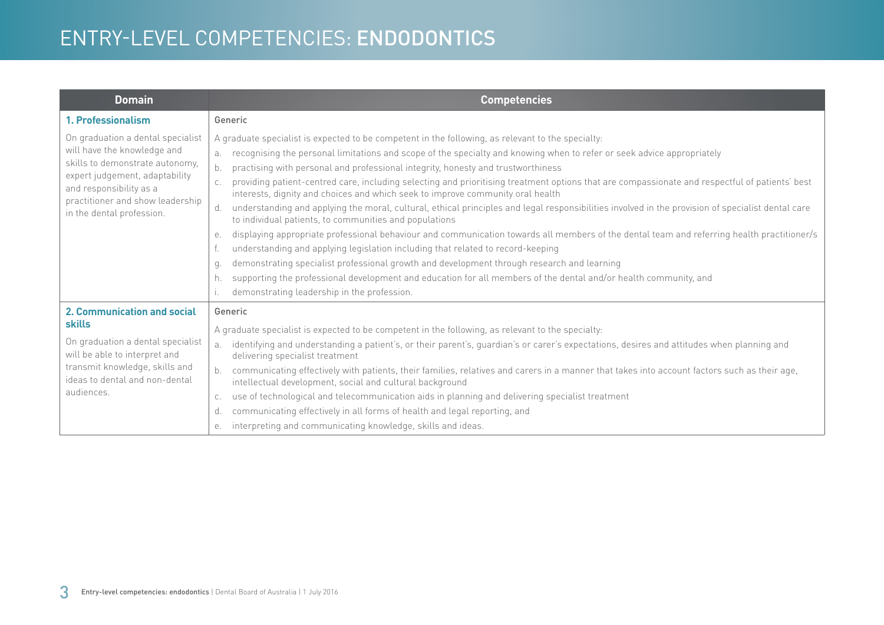# ENTRY-LEVEL COMPETENCIES: **ENDODONTICS**

| Domain | Competencies |
|---|---|
| **1. Professionalism**<br><br>On graduation a dental specialist will have the knowledge and skills to demonstrate autonomy, expert judgement, adaptability and responsibility as a practitioner and show leadership in the dental profession. | Generic<br><br>A graduate specialist is expected to be competent in the following, as relevant to the specialty:<br>a. recognising the personal limitations and scope of the specialty and knowing when to refer or seek advice appropriately<br>b. practising with personal and professional integrity, honesty and trustworthiness<br>c. providing patient-centred care, including selecting and prioritising treatment options that are compassionate and respectful of patients' best interests, dignity and choices and which seek to improve community oral health<br>d. understanding and applying the moral, cultural, ethical principles and legal responsibilities involved in the provision of specialist dental care to individual patients, to communities and populations<br>e. displaying appropriate professional behaviour and communication towards all members of the dental team and referring health practitioner/s<br>f. understanding and applying legislation including that related to record-keeping<br>g. demonstrating specialist professional growth and development through research and learning<br>h. supporting the professional development and education for all members of the dental and/or health community, and<br>i. demonstrating leadership in the profession. |
| **2. Communication and social skills**<br><br>On graduation a dental specialist will be able to interpret and transmit knowledge, skills and ideas to dental and non-dental audiences. | Generic<br><br>A graduate specialist is expected to be competent in the following, as relevant to the specialty:<br>a. identifying and understanding a patient's, or their parent's, guardian's or carer's expectations, desires and attitudes when planning and delivering specialist treatment<br>b. communicating effectively with patients, their families, relatives and carers in a manner that takes into account factors such as their age, intellectual development, social and cultural background<br>c. use of technological and telecommunication aids in planning and delivering specialist treatment<br>d. communicating effectively in all forms of health and legal reporting, and<br>e. interpreting and communicating knowledge, skills and ideas. |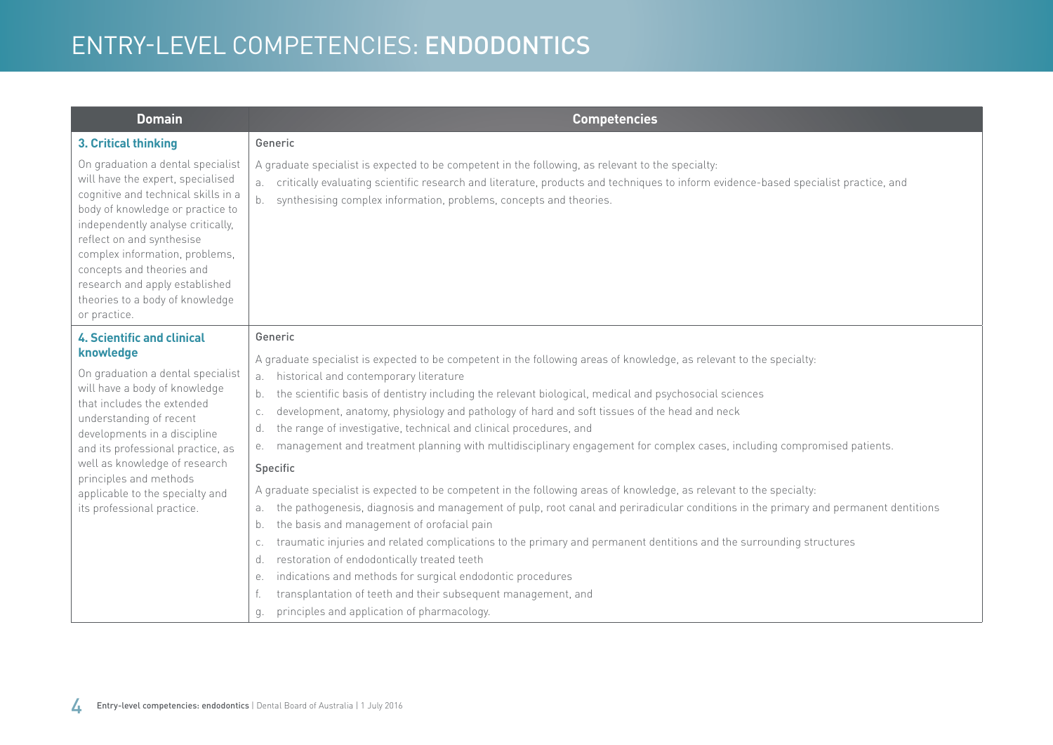# ENTRY-LEVEL COMPETENCIES: **ENDODONTICS**

| Domain | Competencies |
|---|---|
| **3. Critical thinking**<br><br>On graduation a dental specialist will have the expert, specialised cognitive and technical skills in a body of knowledge or practice to independently analyse critically, reflect on and synthesise complex information, problems, concepts and theories and research and apply established theories to a body of knowledge or practice. | Generic<br><br>A graduate specialist is expected to be competent in the following, as relevant to the specialty:<br>a. critically evaluating scientific research and literature, products and techniques to inform evidence-based specialist practice, and<br>b. synthesising complex information, problems, concepts and theories. |
| **4. Scientific and clinical knowledge**<br><br>On graduation a dental specialist will have a body of knowledge that includes the extended understanding of recent developments in a discipline and its professional practice, as well as knowledge of research principles and methods applicable to the specialty and its professional practice. | Generic<br><br>A graduate specialist is expected to be competent in the following areas of knowledge, as relevant to the specialty:<br>a. historical and contemporary literature<br>b. the scientific basis of dentistry including the relevant biological, medical and psychosocial sciences<br>c. development, anatomy, physiology and pathology of hard and soft tissues of the head and neck<br>d. the range of investigative, technical and clinical procedures, and<br>e. management and treatment planning with multidisciplinary engagement for complex cases, including compromised patients.<br><br>Specific<br><br>A graduate specialist is expected to be competent in the following areas of knowledge, as relevant to the specialty:<br>a. the pathogenesis, diagnosis and management of pulp, root canal and periradicular conditions in the primary and permanent dentitions<br>b. the basis and management of orofacial pain<br>c. traumatic injuries and related complications to the primary and permanent dentitions and the surrounding structures<br>d. restoration of endodontically treated teeth<br>e. indications and methods for surgical endodontic procedures<br>f. transplantation of teeth and their subsequent management, and<br>g. principles and application of pharmacology. |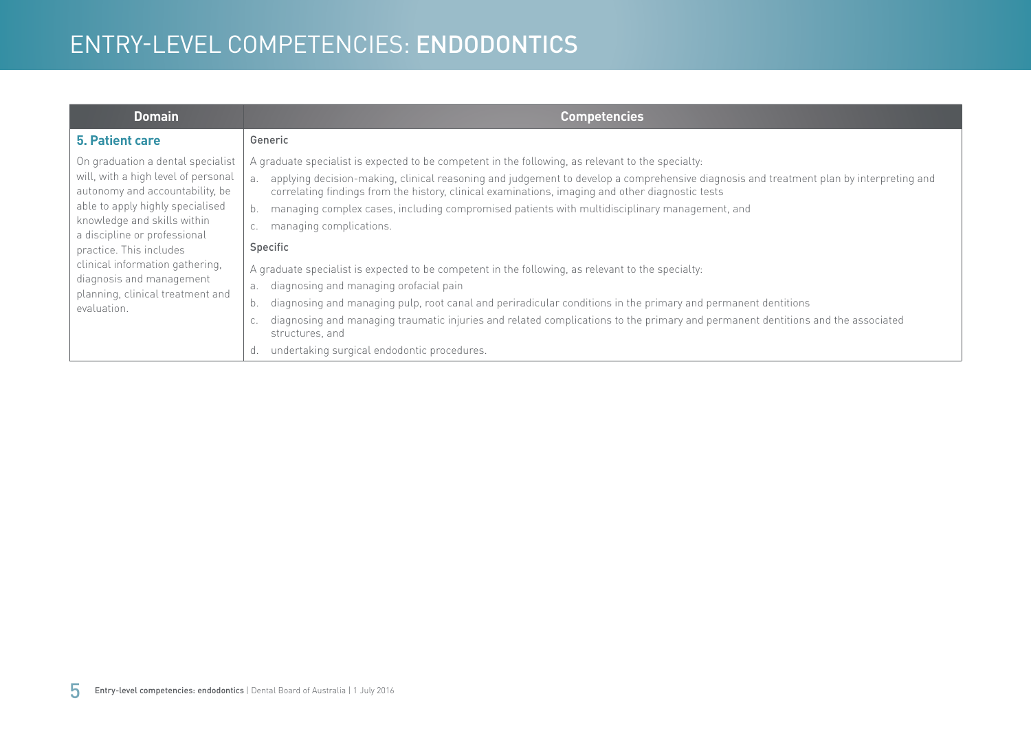# ENTRY-LEVEL COMPETENCIES: **ENDODONTICS**

| Domain | Competencies |
|---|---|
| **5. Patient care**<br><br>On graduation a dental specialist will, with a high level of personal autonomy and accountability, be able to apply highly specialised knowledge and skills within a discipline or professional practice. This includes clinical information gathering, diagnosis and management planning, clinical treatment and evaluation. | Generic<br><br>A graduate specialist is expected to be competent in the following, as relevant to the specialty:<br>a. applying decision-making, clinical reasoning and judgement to develop a comprehensive diagnosis and treatment plan by interpreting and correlating findings from the history, clinical examinations, imaging and other diagnostic tests<br>b. managing complex cases, including compromised patients with multidisciplinary management, and<br>c. managing complications.<br><br>Specific<br><br>A graduate specialist is expected to be competent in the following, as relevant to the specialty:<br>a. diagnosing and managing orofacial pain<br>b. diagnosing and managing pulp, root canal and periradicular conditions in the primary and permanent dentitions<br>c. diagnosing and managing traumatic injuries and related complications to the primary and permanent dentitions and the associated structures, and<br>d. undertaking surgical endodontic procedures. |